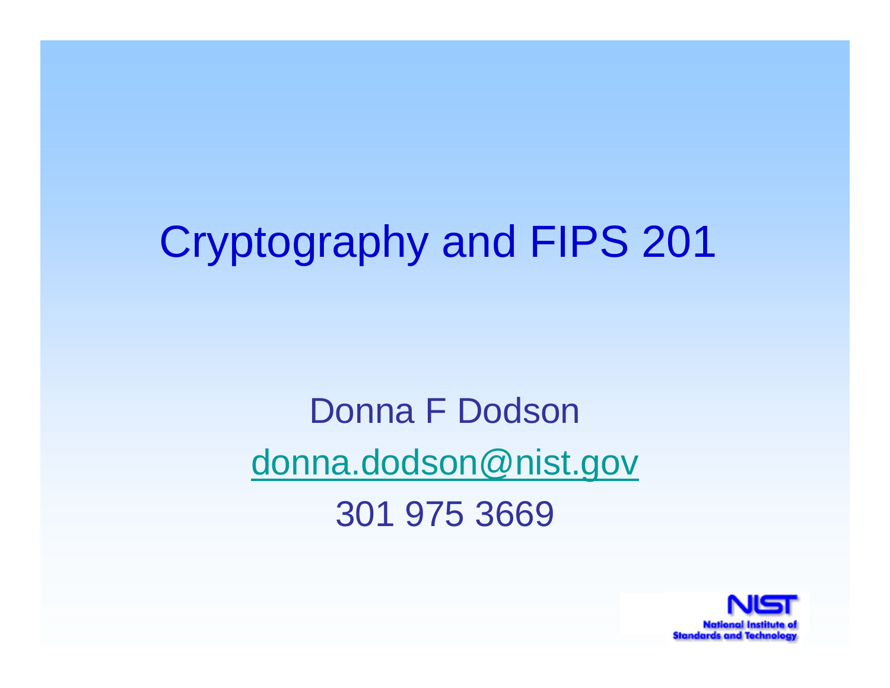# Cryptography and FIPS 201

Donna F Dodson

donna.dodson@nist.gov

301 975 3669

NIST
National Institute of Standards and Technology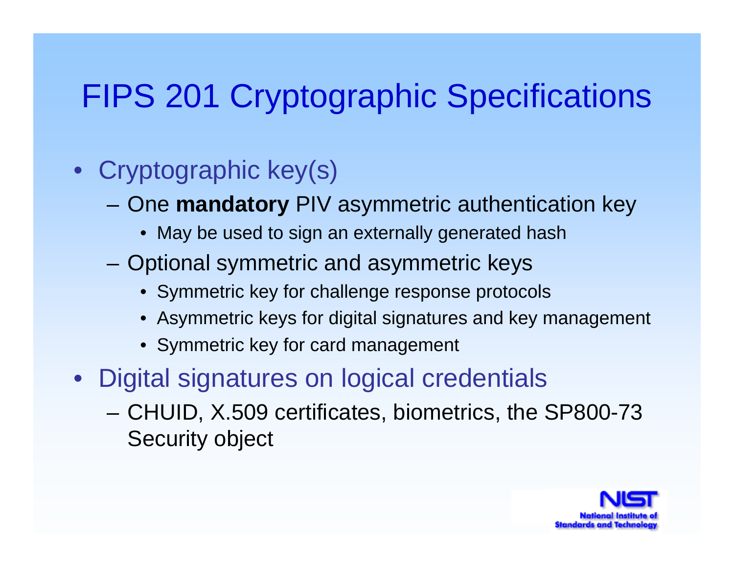# FIPS 201 Cryptographic Specifications

- Cryptographic key(s)
  - One **mandatory** PIV asymmetric authentication key
    - May be used to sign an externally generated hash
  - Optional symmetric and asymmetric keys
    - Symmetric key for challenge response protocols
    - Asymmetric keys for digital signatures and key management
    - Symmetric key for card management
- Digital signatures on logical credentials
  - CHUID, X.509 certificates, biometrics, the SP800-73 Security object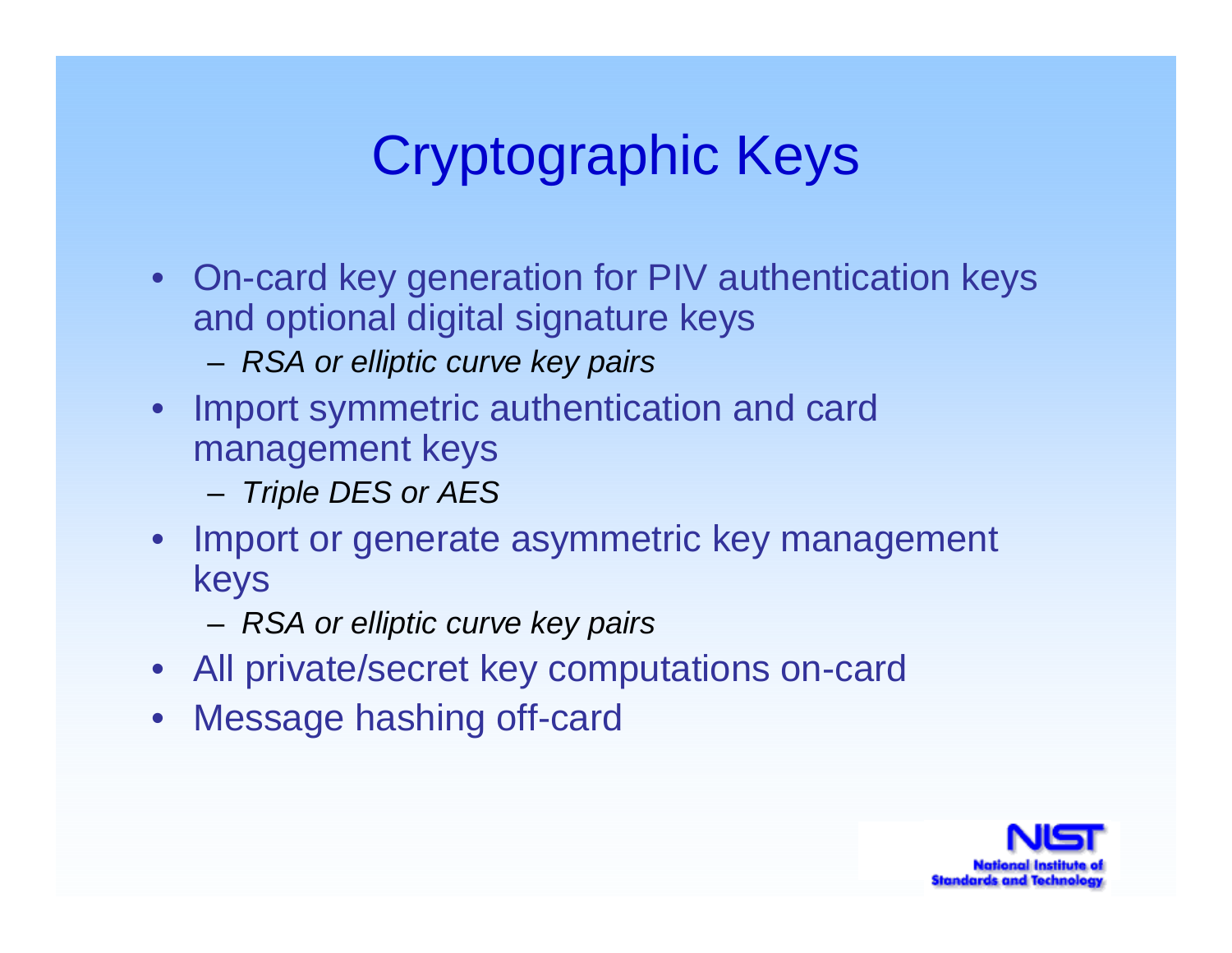# Cryptographic Keys

- On-card key generation for PIV authentication keys and optional digital signature keys
  - *RSA or elliptic curve key pairs*
- Import symmetric authentication and card management keys
  - *Triple DES or AES*
- Import or generate asymmetric key management keys
  - *RSA or elliptic curve key pairs*
- All private/secret key computations on-card
- Message hashing off-card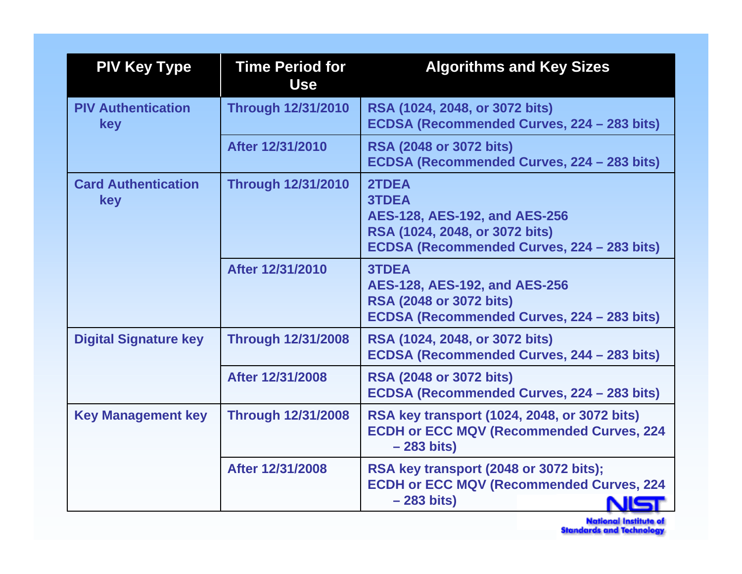| PIV Key Type | Time Period for Use | Algorithms and Key Sizes |
|---|---|---|
| PIV Authentication key | Through 12/31/2010 | RSA (1024, 2048, or 3072 bits)<br>ECDSA (Recommended Curves, 224 – 283 bits) |
| | After 12/31/2010 | RSA (2048 or 3072 bits)<br>ECDSA (Recommended Curves, 224 – 283 bits) |
| Card Authentication key | Through 12/31/2010 | 2TDEA<br>3TDEA<br>AES-128, AES-192, and AES-256<br>RSA (1024, 2048, or 3072 bits)<br>ECDSA (Recommended Curves, 224 – 283 bits) |
| | After 12/31/2010 | 3TDEA<br>AES-128, AES-192, and AES-256<br>RSA (2048 or 3072 bits)<br>ECDSA (Recommended Curves, 224 – 283 bits) |
| Digital Signature key | Through 12/31/2008 | RSA (1024, 2048, or 3072 bits)<br>ECDSA (Recommended Curves, 244 – 283 bits) |
| | After 12/31/2008 | RSA (2048 or 3072 bits)<br>ECDSA (Recommended Curves, 224 – 283 bits) |
| Key Management key | Through 12/31/2008 | RSA key transport (1024, 2048, or 3072 bits)<br>ECDH or ECC MQV (Recommended Curves, 224 – 283 bits) |
| | After 12/31/2008 | RSA key transport (2048 or 3072 bits);<br>ECDH or ECC MQV (Recommended Curves, 224 – 283 bits) |

NIST
National Institute of Standards and Technology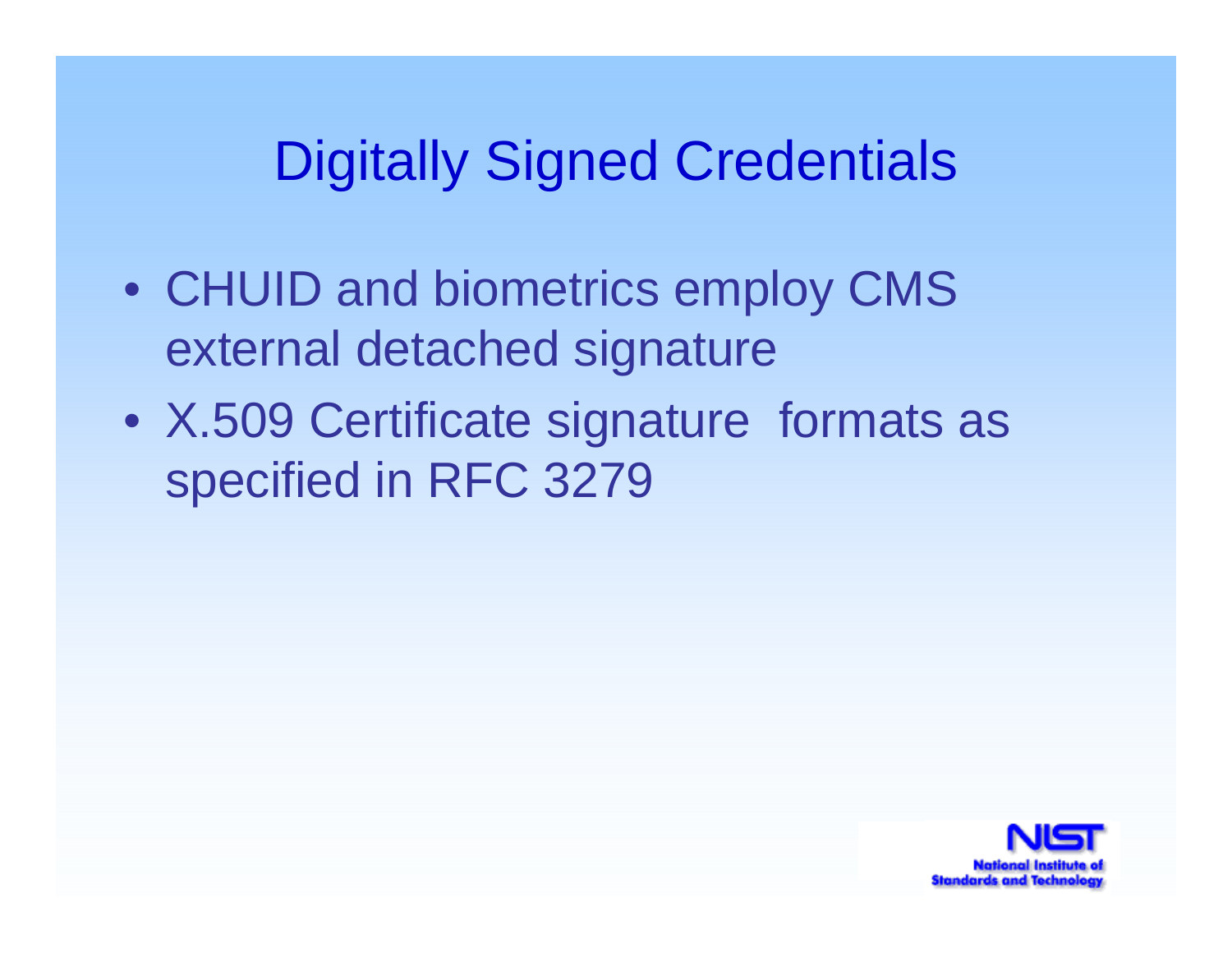# Digitally Signed Credentials

- CHUID and biometrics employ CMS external detached signature
- X.509 Certificate signature formats as specified in RFC 3279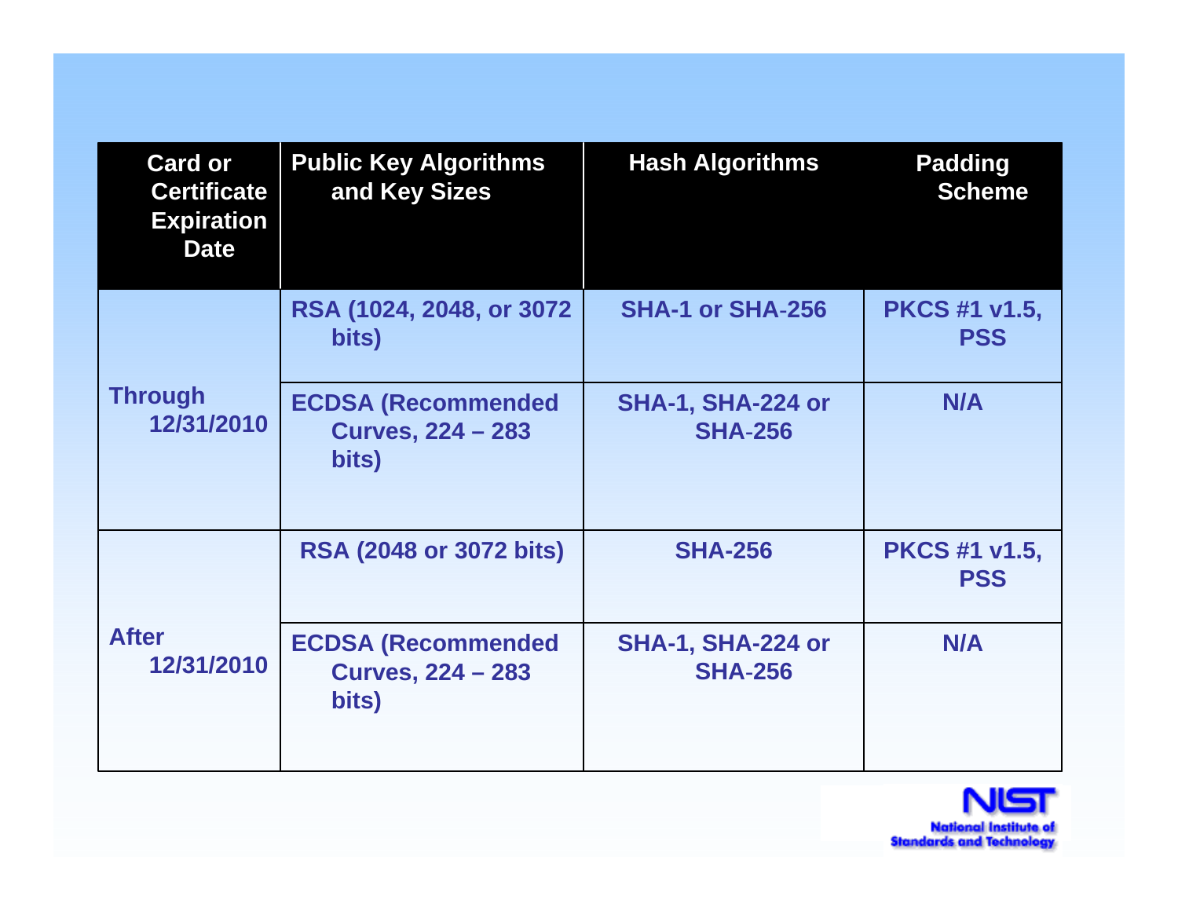| Card or Certificate Expiration Date | Public Key Algorithms and Key Sizes | Hash Algorithms | Padding Scheme |
|---|---|---|---|
| Through 12/31/2010 | RSA (1024, 2048, or 3072 bits) | SHA-1 or SHA-256 | PKCS #1 v1.5, PSS |
| | ECDSA (Recommended Curves, 224 – 283 bits) | SHA-1, SHA-224 or SHA-256 | N/A |
| After 12/31/2010 | RSA (2048 or 3072 bits) | SHA-256 | PKCS #1 v1.5, PSS |
| | ECDSA (Recommended Curves, 224 – 283 bits) | SHA-1, SHA-224 or SHA-256 | N/A |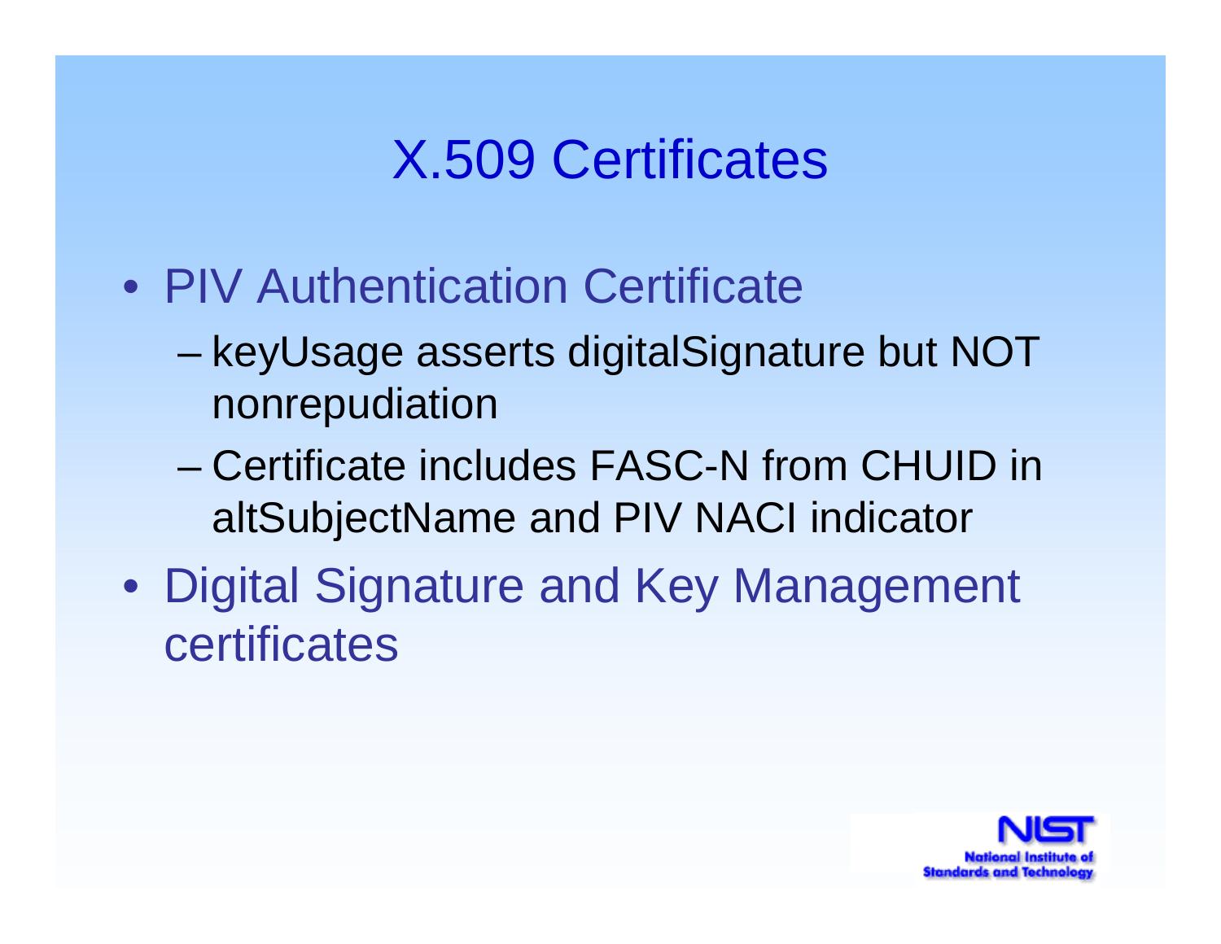# X.509 Certificates

- PIV Authentication Certificate
  - keyUsage asserts digitalSignature but NOT nonrepudiation
  - Certificate includes FASC-N from CHUID in altSubjectName and PIV NACI indicator
- Digital Signature and Key Management certificates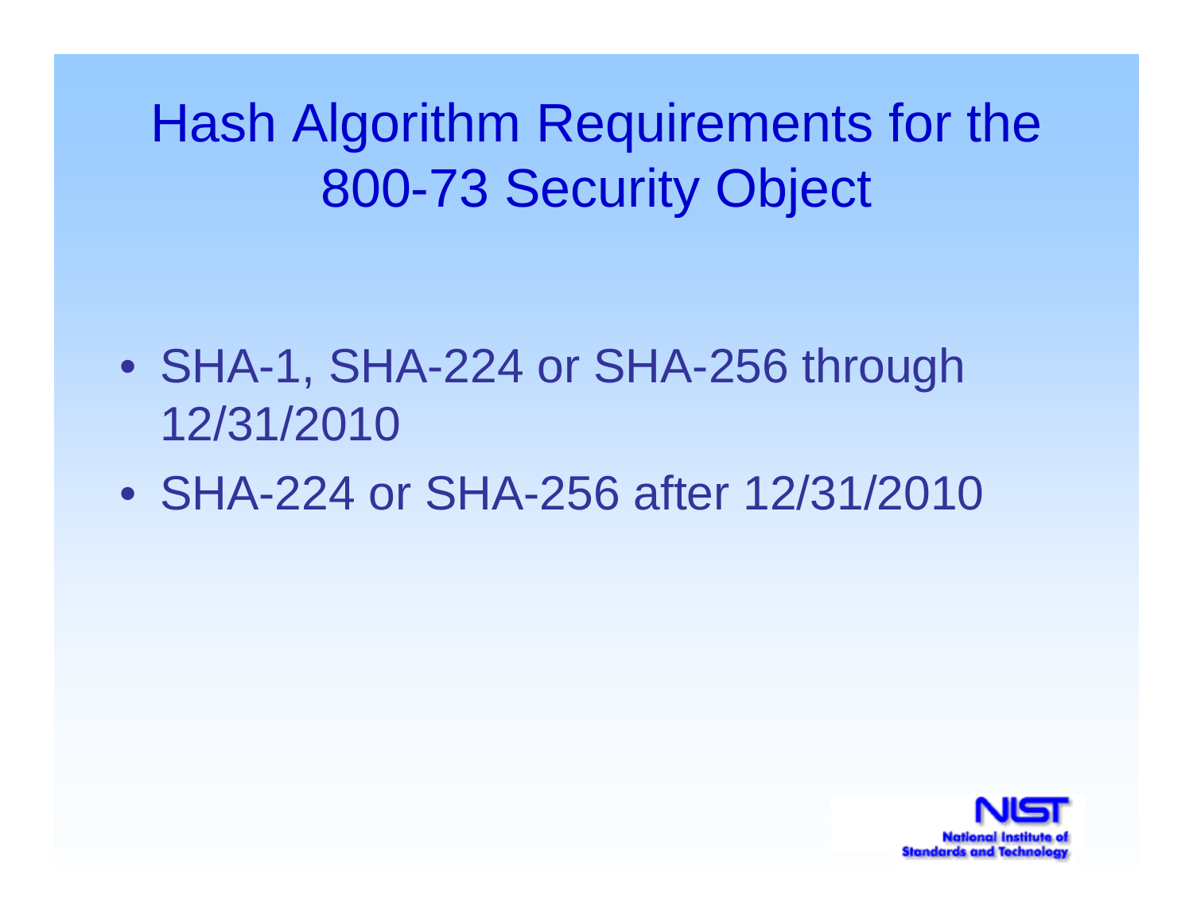# Hash Algorithm Requirements for the 800-73 Security Object

- SHA-1, SHA-224 or SHA-256 through 12/31/2010
- SHA-224 or SHA-256 after 12/31/2010

NIST
National Institute of Standards and Technology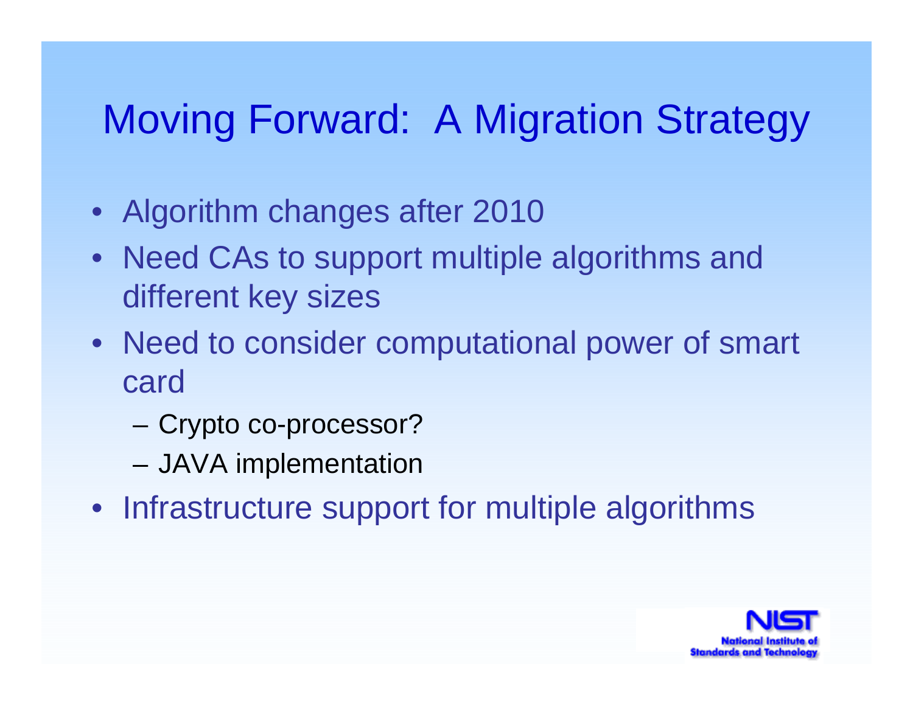# Moving Forward: A Migration Strategy

- Algorithm changes after 2010
- Need CAs to support multiple algorithms and different key sizes
- Need to consider computational power of smart card
  - Crypto co-processor?
  - JAVA implementation
- Infrastructure support for multiple algorithms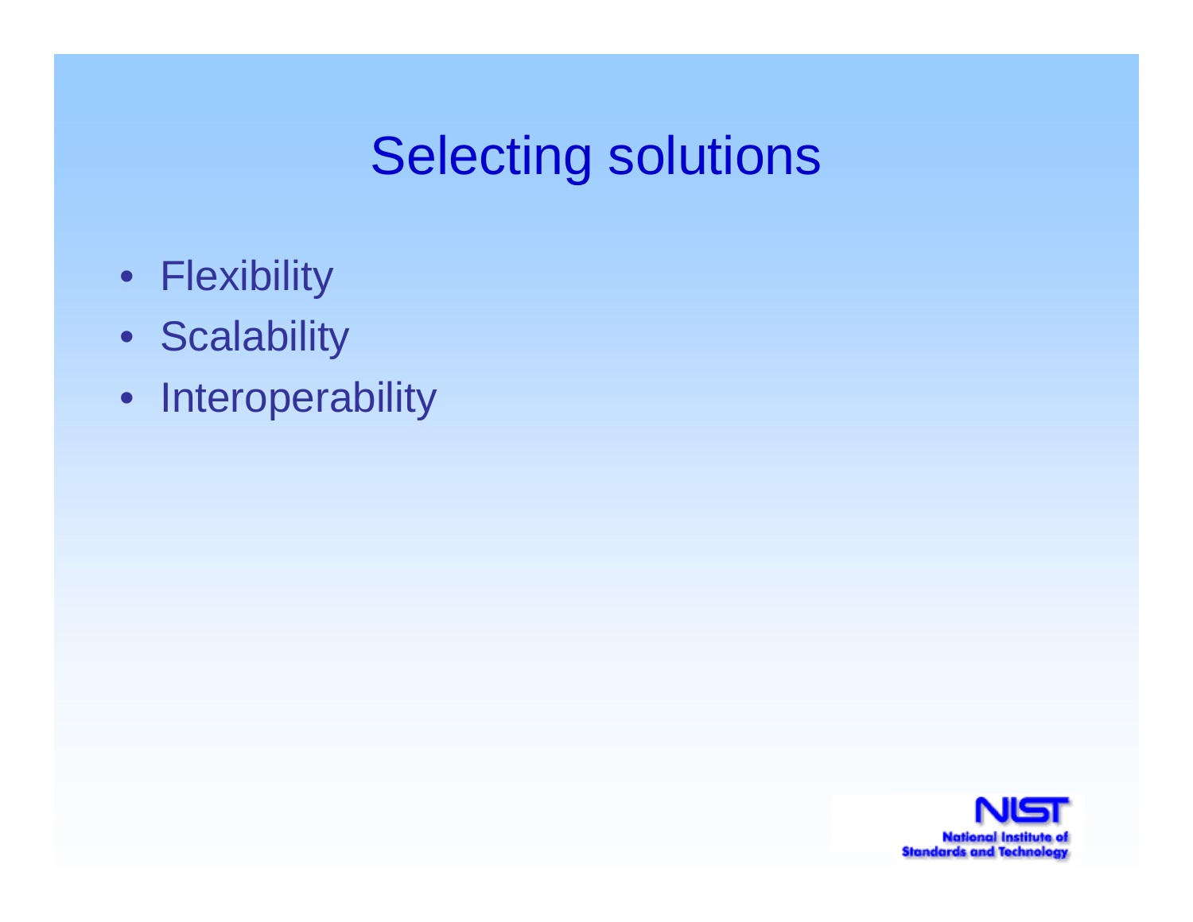# Selecting solutions

- Flexibility
- Scalability
- Interoperability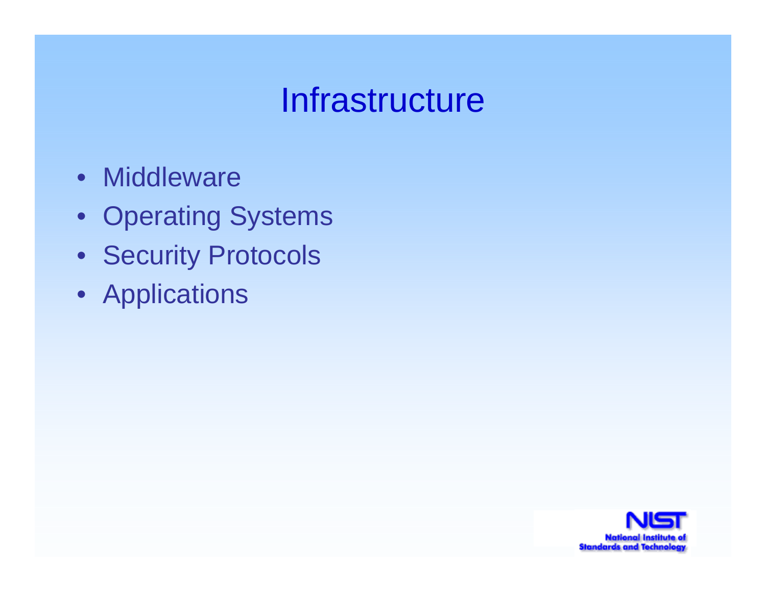# Infrastructure

- Middleware
- Operating Systems
- Security Protocols
- Applications

NIST
National Institute of Standards and Technology